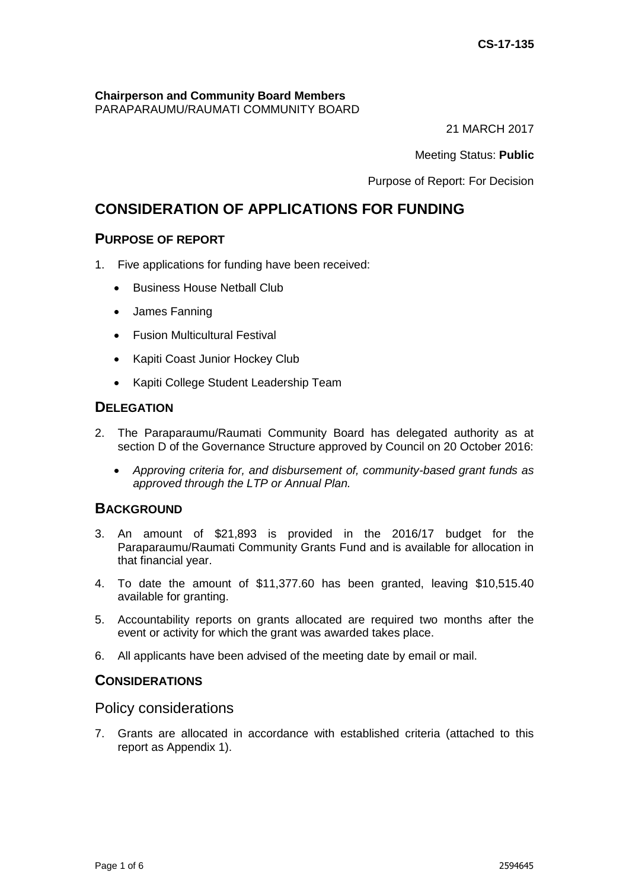CS-17-135

**Chairperson and Community Board Members**
PARAPARAUMU/RAUMATI COMMUNITY BOARD

21 MARCH 2017

Meeting Status: **Public**

Purpose of Report: For Decision

# CONSIDERATION OF APPLICATIONS FOR FUNDING

## PURPOSE OF REPORT

1. Five applications for funding have been received:

   - Business House Netball Club
   - James Fanning
   - Fusion Multicultural Festival
   - Kapiti Coast Junior Hockey Club
   - Kapiti College Student Leadership Team

## DELEGATION

2. The Paraparaumu/Raumati Community Board has delegated authority as at section D of the Governance Structure approved by Council on 20 October 2016:

   - *Approving criteria for, and disbursement of, community-based grant funds as approved through the LTP or Annual Plan.*

## BACKGROUND

3. An amount of $21,893 is provided in the 2016/17 budget for the Paraparaumu/Raumati Community Grants Fund and is available for allocation in that financial year.
4. To date the amount of $11,377.60 has been granted, leaving $10,515.40 available for granting.
5. Accountability reports on grants allocated are required two months after the event or activity for which the grant was awarded takes place.
6. All applicants have been advised of the meeting date by email or mail.

## CONSIDERATIONS

### Policy considerations

7. Grants are allocated in accordance with established criteria (attached to this report as Appendix 1).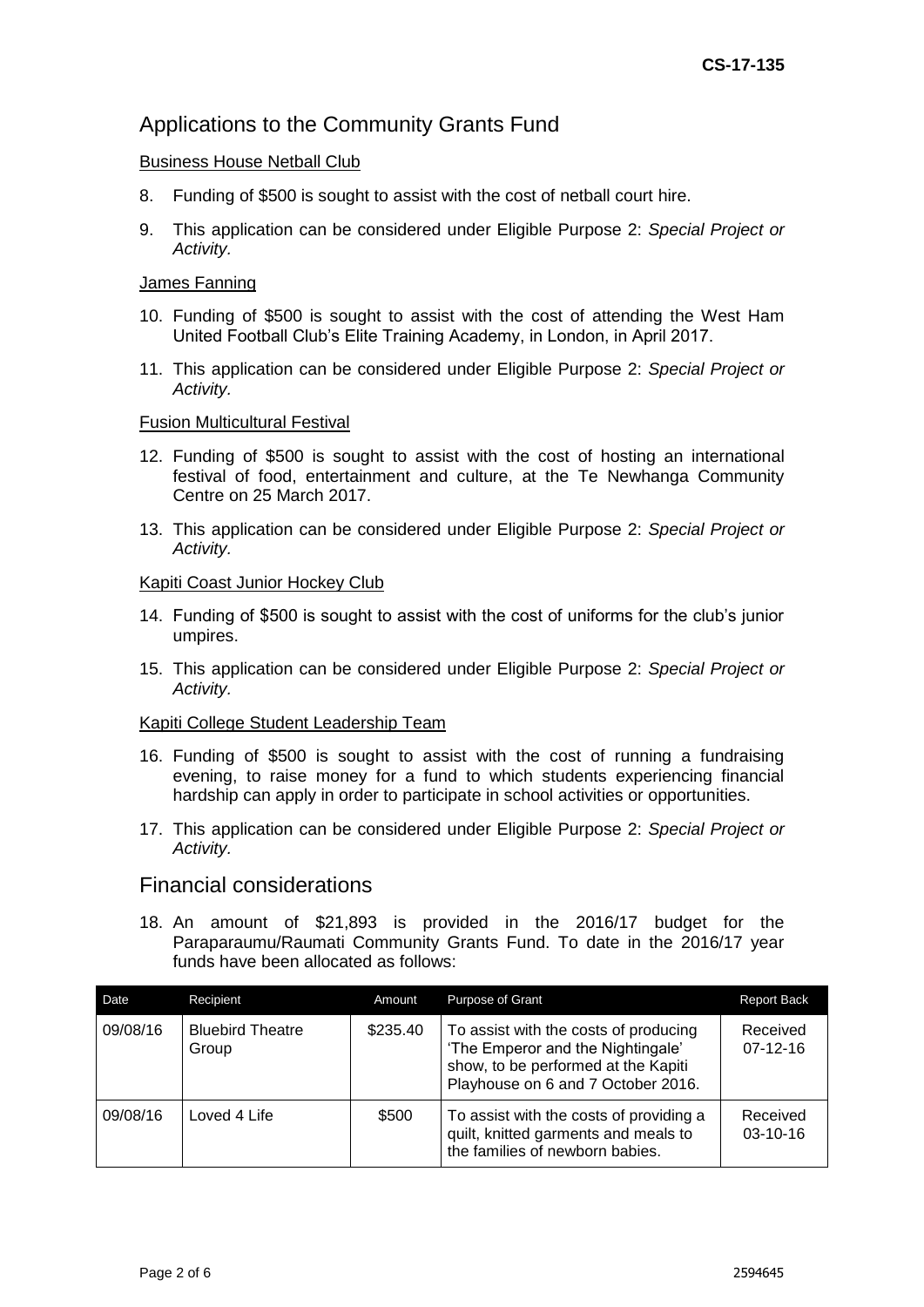## Applications to the Community Grants Fund

Business House Netball Club

8. Funding of $500 is sought to assist with the cost of netball court hire.

9. This application can be considered under Eligible Purpose 2: *Special Project or Activity*.

James Fanning

10. Funding of $500 is sought to assist with the cost of attending the West Ham United Football Club's Elite Training Academy, in London, in April 2017.

11. This application can be considered under Eligible Purpose 2: *Special Project or Activity*.

Fusion Multicultural Festival

12. Funding of $500 is sought to assist with the cost of hosting an international festival of food, entertainment and culture, at the Te Newhanga Community Centre on 25 March 2017.

13. This application can be considered under Eligible Purpose 2: *Special Project or Activity*.

Kapiti Coast Junior Hockey Club

14. Funding of $500 is sought to assist with the cost of uniforms for the club's junior umpires.

15. This application can be considered under Eligible Purpose 2: *Special Project or Activity*.

Kapiti College Student Leadership Team

16. Funding of $500 is sought to assist with the cost of running a fundraising evening, to raise money for a fund to which students experiencing financial hardship can apply in order to participate in school activities or opportunities.

17. This application can be considered under Eligible Purpose 2: *Special Project or Activity*.

## Financial considerations

18. An amount of $21,893 is provided in the 2016/17 budget for the Paraparaumu/Raumati Community Grants Fund. To date in the 2016/17 year funds have been allocated as follows:

| Date | Recipient | Amount | Purpose of Grant | Report Back |
|---|---|---|---|---|
| 09/08/16 | Bluebird Theatre Group | $235.40 | To assist with the costs of producing 'The Emperor and the Nightingale' show, to be performed at the Kapiti Playhouse on 6 and 7 October 2016. | Received 07-12-16 |
| 09/08/16 | Loved 4 Life | $500 | To assist with the costs of providing a quilt, knitted garments and meals to the families of newborn babies. | Received 03-10-16 |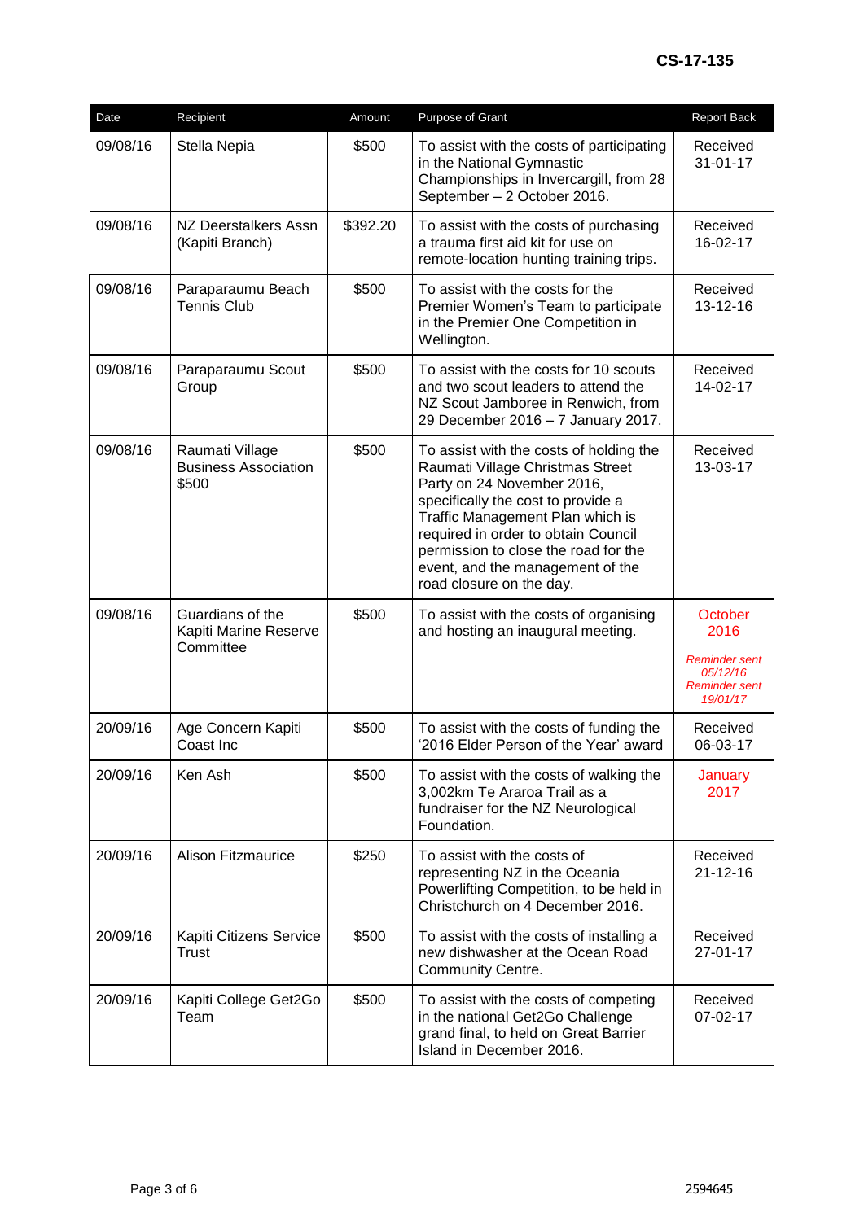CS-17-135

| Date | Recipient | Amount | Purpose of Grant | Report Back |
|---|---|---|---|---|
| 09/08/16 | Stella Nepia | $500 | To assist with the costs of participating in the National Gymnastic Championships in Invercargill, from 28 September – 2 October 2016. | Received 31-01-17 |
| 09/08/16 | NZ Deerstalkers Assn (Kapiti Branch) | $392.20 | To assist with the costs of purchasing a trauma first aid kit for use on remote-location hunting training trips. | Received 16-02-17 |
| 09/08/16 | Paraparaumu Beach Tennis Club | $500 | To assist with the costs for the Premier Women's Team to participate in the Premier One Competition in Wellington. | Received 13-12-16 |
| 09/08/16 | Paraparaumu Scout Group | $500 | To assist with the costs for 10 scouts and two scout leaders to attend the NZ Scout Jamboree in Renwich, from 29 December 2016 – 7 January 2017. | Received 14-02-17 |
| 09/08/16 | Raumati Village Business Association $500 | $500 | To assist with the costs of holding the Raumati Village Christmas Street Party on 24 November 2016, specifically the cost to provide a Traffic Management Plan which is required in order to obtain Council permission to close the road for the event, and the management of the road closure on the day. | Received 13-03-17 |
| 09/08/16 | Guardians of the Kapiti Marine Reserve Committee | $500 | To assist with the costs of organising and hosting an inaugural meeting. | October 2016 *Reminder sent 05/12/16* *Reminder sent 19/01/17* |
| 20/09/16 | Age Concern Kapiti Coast Inc | $500 | To assist with the costs of funding the '2016 Elder Person of the Year' award | Received 06-03-17 |
| 20/09/16 | Ken Ash | $500 | To assist with the costs of walking the 3,002km Te Araroa Trail as a fundraiser for the NZ Neurological Foundation. | January 2017 |
| 20/09/16 | Alison Fitzmaurice | $250 | To assist with the costs of representing NZ in the Oceania Powerlifting Competition, to be held in Christchurch on 4 December 2016. | Received 21-12-16 |
| 20/09/16 | Kapiti Citizens Service Trust | $500 | To assist with the costs of installing a new dishwasher at the Ocean Road Community Centre. | Received 27-01-17 |
| 20/09/16 | Kapiti College Get2Go Team | $500 | To assist with the costs of competing in the national Get2Go Challenge grand final, to held on Great Barrier Island in December 2016. | Received 07-02-17 |

2594645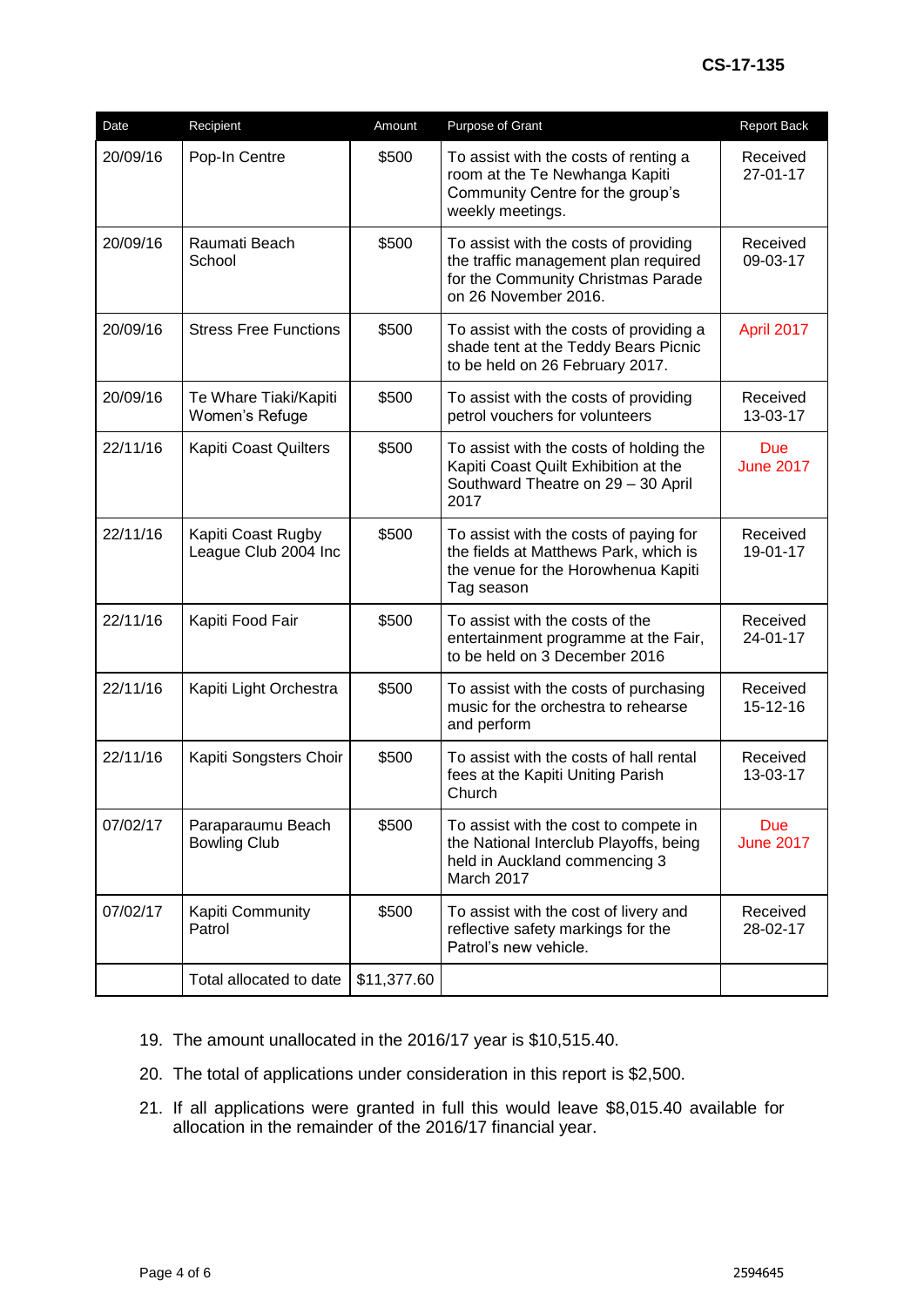| Date | Recipient | Amount | Purpose of Grant | Report Back |
|---|---|---|---|---|
| 20/09/16 | Pop-In Centre | $500 | To assist with the costs of renting a room at the Te Newhanga Kapiti Community Centre for the group's weekly meetings. | Received 27-01-17 |
| 20/09/16 | Raumati Beach School | $500 | To assist with the costs of providing the traffic management plan required for the Community Christmas Parade on 26 November 2016. | Received 09-03-17 |
| 20/09/16 | Stress Free Functions | $500 | To assist with the costs of providing a shade tent at the Teddy Bears Picnic to be held on 26 February 2017. | April 2017 |
| 20/09/16 | Te Whare Tiaki/Kapiti Women's Refuge | $500 | To assist with the costs of providing petrol vouchers for volunteers | Received 13-03-17 |
| 22/11/16 | Kapiti Coast Quilters | $500 | To assist with the costs of holding the Kapiti Coast Quilt Exhibition at the Southward Theatre on 29 – 30 April 2017 | Due June 2017 |
| 22/11/16 | Kapiti Coast Rugby League Club 2004 Inc | $500 | To assist with the costs of paying for the fields at Matthews Park, which is the venue for the Horowhenua Kapiti Tag season | Received 19-01-17 |
| 22/11/16 | Kapiti Food Fair | $500 | To assist with the costs of the entertainment programme at the Fair, to be held on 3 December 2016 | Received 24-01-17 |
| 22/11/16 | Kapiti Light Orchestra | $500 | To assist with the costs of purchasing music for the orchestra to rehearse and perform | Received 15-12-16 |
| 22/11/16 | Kapiti Songsters Choir | $500 | To assist with the costs of hall rental fees at the Kapiti Uniting Parish Church | Received 13-03-17 |
| 07/02/17 | Paraparaumu Beach Bowling Club | $500 | To assist with the cost to compete in the National Interclub Playoffs, being held in Auckland commencing 3 March 2017 | Due June 2017 |
| 07/02/17 | Kapiti Community Patrol | $500 | To assist with the cost of livery and reflective safety markings for the Patrol's new vehicle. | Received 28-02-17 |
| | Total allocated to date | $11,377.60 | | |

19. The amount unallocated in the 2016/17 year is $10,515.40.
20. The total of applications under consideration in this report is $2,500.
21. If all applications were granted in full this would leave $8,015.40 available for allocation in the remainder of the 2016/17 financial year.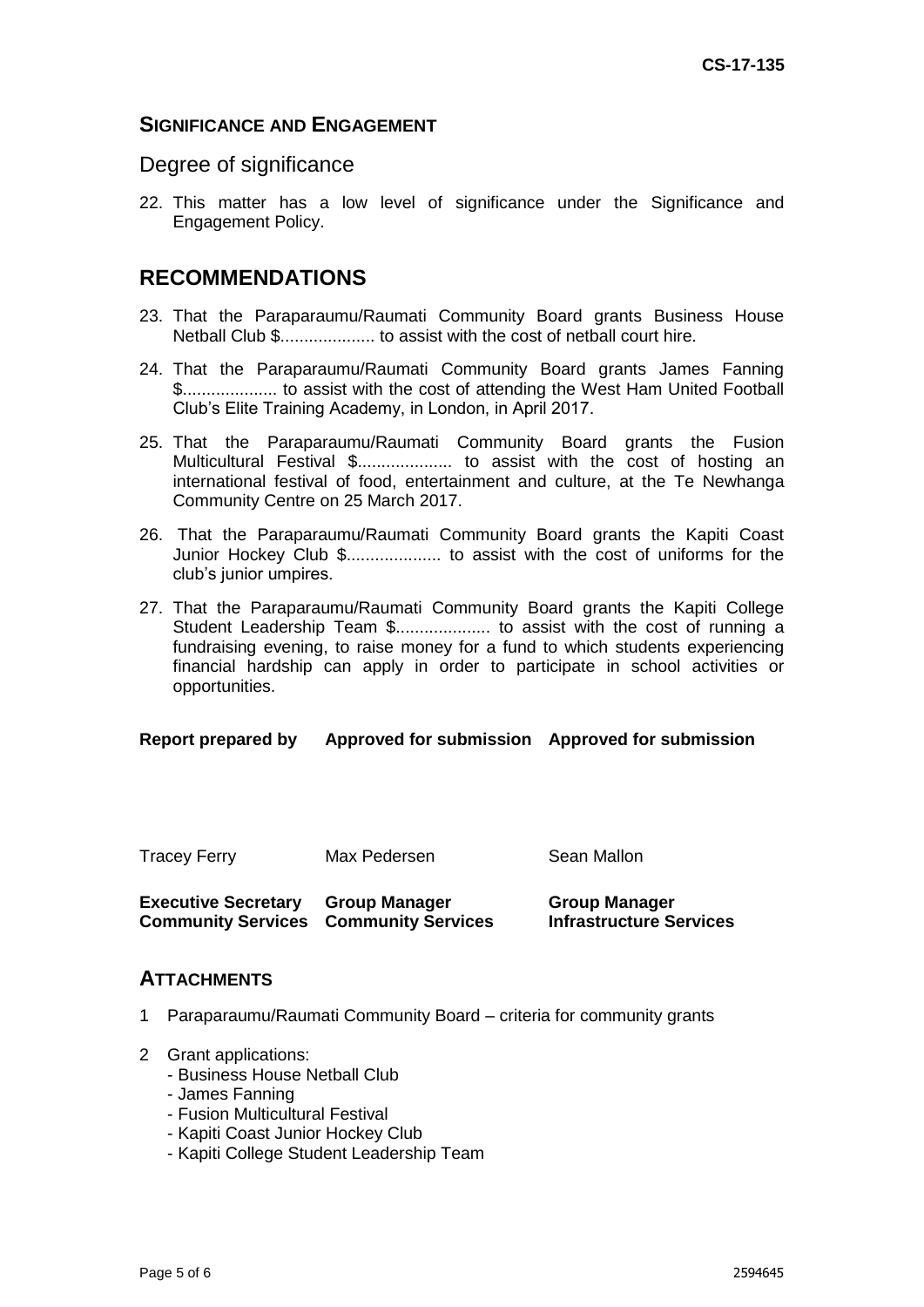## SIGNIFICANCE AND ENGAGEMENT

### Degree of significance

22. This matter has a low level of significance under the Significance and Engagement Policy.

## RECOMMENDATIONS

23. That the Paraparaumu/Raumati Community Board grants Business House Netball Club $.................... to assist with the cost of netball court hire.

24. That the Paraparaumu/Raumati Community Board grants James Fanning $.................... to assist with the cost of attending the West Ham United Football Club's Elite Training Academy, in London, in April 2017.

25. That the Paraparaumu/Raumati Community Board grants the Fusion Multicultural Festival $.................... to assist with the cost of hosting an international festival of food, entertainment and culture, at the Te Newhanga Community Centre on 25 March 2017.

26. That the Paraparaumu/Raumati Community Board grants the Kapiti Coast Junior Hockey Club $.................... to assist with the cost of uniforms for the club's junior umpires.

27. That the Paraparaumu/Raumati Community Board grants the Kapiti College Student Leadership Team $.................... to assist with the cost of running a fundraising evening, to raise money for a fund to which students experiencing financial hardship can apply in order to participate in school activities or opportunities.

| **Report prepared by** | **Approved for submission** | **Approved for submission** |
| --- | --- | --- |
| Tracey Ferry | Max Pedersen | Sean Mallon |
| **Executive Secretary Community Services** | **Group Manager Community Services** | **Group Manager Infrastructure Services** |

## ATTACHMENTS

1. Paraparaumu/Raumati Community Board – criteria for community grants
2. Grant applications:
   - Business House Netball Club
   - James Fanning
   - Fusion Multicultural Festival
   - Kapiti Coast Junior Hockey Club
   - Kapiti College Student Leadership Team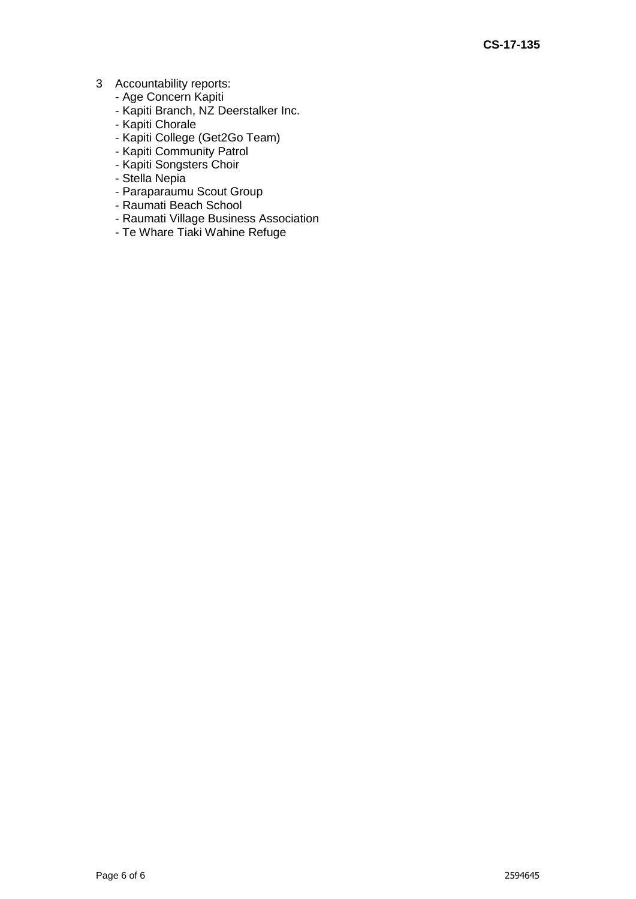3 Accountability reports:
   - Age Concern Kapiti
   - Kapiti Branch, NZ Deerstalker Inc.
   - Kapiti Chorale
   - Kapiti College (Get2Go Team)
   - Kapiti Community Patrol
   - Kapiti Songsters Choir
   - Stella Nepia
   - Paraparaumu Scout Group
   - Raumati Beach School
   - Raumati Village Business Association
   - Te Whare Tiaki Wahine Refuge